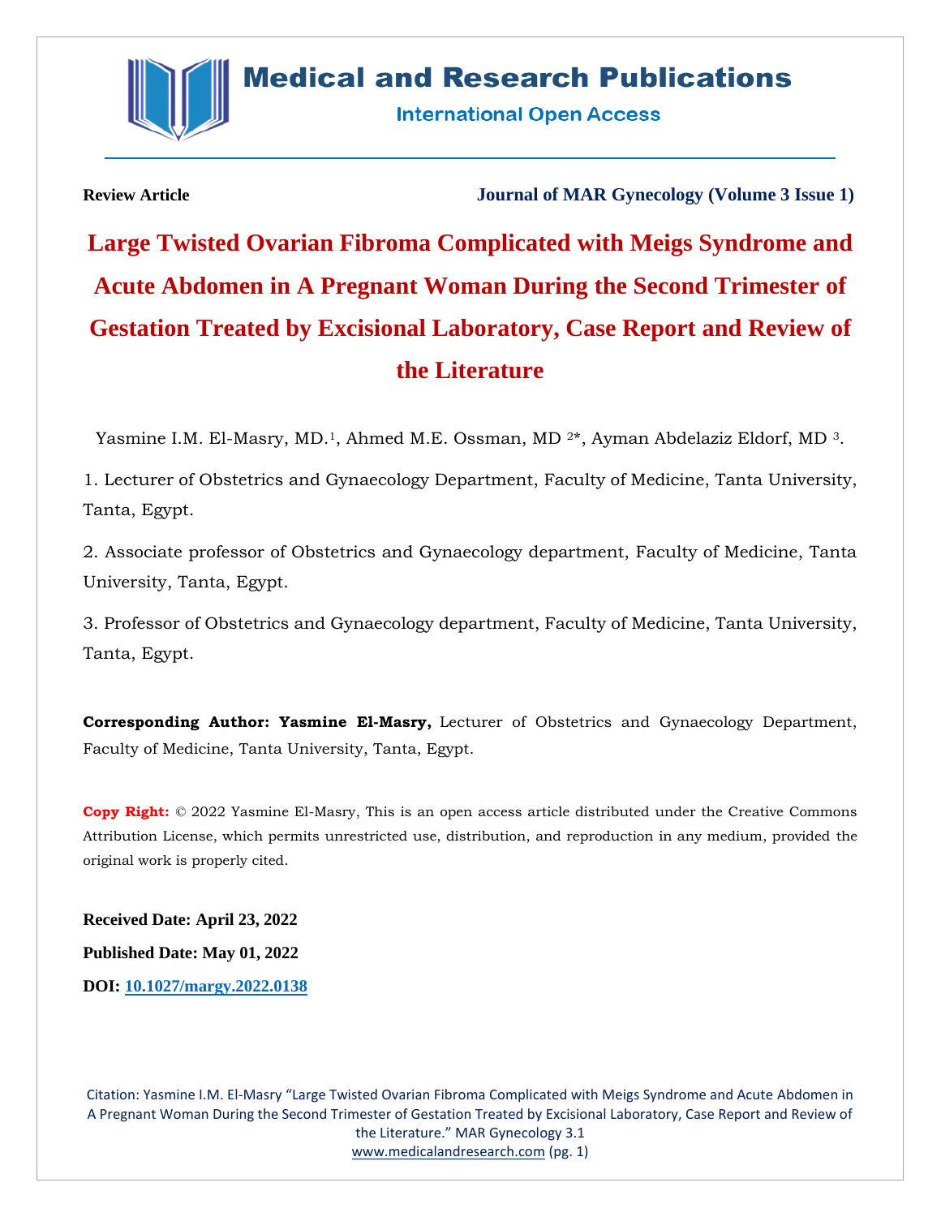**Review Article** | **Journal of MAR Gynecology (Volume 3 Issue 1)**

# Large Twisted Ovarian Fibroma Complicated with Meigs Syndrome and Acute Abdomen in A Pregnant Woman During the Second Trimester of Gestation Treated by Excisional Laboratory, Case Report and Review of the Literature

Yasmine I.M. El-Masry, MD.[1], Ahmed M.E. Ossman, MD [2*], Ayman Abdelaziz Eldorf, MD [3].

1. Lecturer of Obstetrics and Gynaecology Department, Faculty of Medicine, Tanta University, Tanta, Egypt.

2. Associate professor of Obstetrics and Gynaecology department, Faculty of Medicine, Tanta University, Tanta, Egypt.

3. Professor of Obstetrics and Gynaecology department, Faculty of Medicine, Tanta University, Tanta, Egypt.

**Corresponding Author: Yasmine El-Masry,** Lecturer of Obstetrics and Gynaecology Department, Faculty of Medicine, Tanta University, Tanta, Egypt.

**Copy Right:** © 2022 Yasmine El-Masry, This is an open access article distributed under the Creative Commons Attribution License, which permits unrestricted use, distribution, and reproduction in any medium, provided the original work is properly cited.

**Received Date: April 23, 2022**

**Published Date: May 01, 2022**

**DOI: 10.1027/margy.2022.0138**

Citation: Yasmine I.M. El-Masry "Large Twisted Ovarian Fibroma Complicated with Meigs Syndrome and Acute Abdomen in A Pregnant Woman During the Second Trimester of Gestation Treated by Excisional Laboratory, Case Report and Review of the Literature." MAR Gynecology 3.1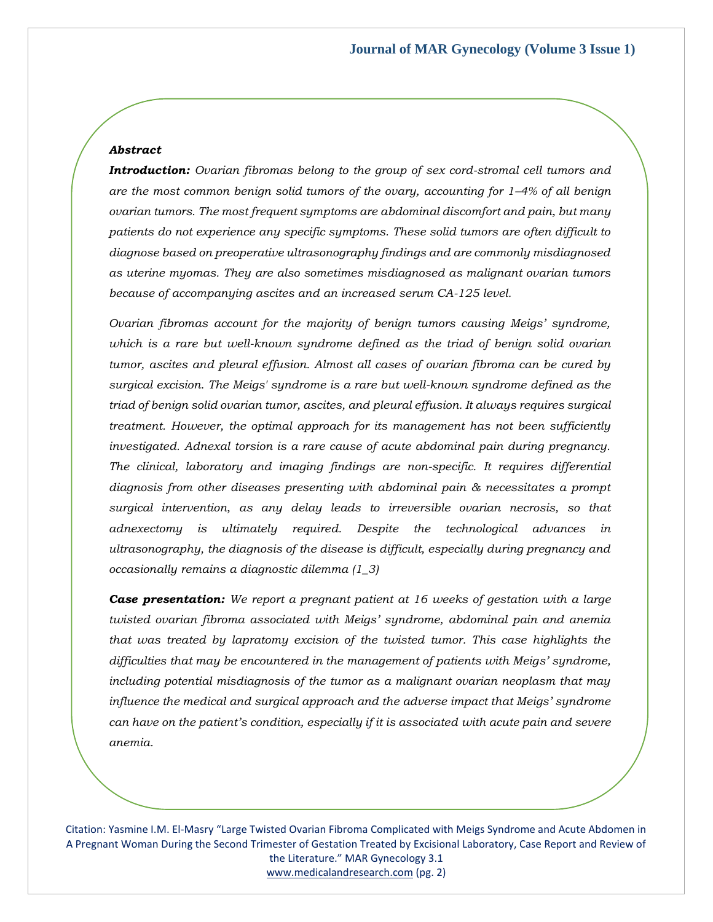***Abstract***

***Introduction:*** *Ovarian fibromas belong to the group of sex cord-stromal cell tumors and are the most common benign solid tumors of the ovary, accounting for 1–4% of all benign ovarian tumors. The most frequent symptoms are abdominal discomfort and pain, but many patients do not experience any specific symptoms. These solid tumors are often difficult to diagnose based on preoperative ultrasonography findings and are commonly misdiagnosed as uterine myomas. They are also sometimes misdiagnosed as malignant ovarian tumors because of accompanying ascites and an increased serum CA-125 level.*

*Ovarian fibromas account for the majority of benign tumors causing Meigs' syndrome, which is a rare but well-known syndrome defined as the triad of benign solid ovarian tumor, ascites and pleural effusion. Almost all cases of ovarian fibroma can be cured by surgical excision. The Meigs' syndrome is a rare but well-known syndrome defined as the triad of benign solid ovarian tumor, ascites, and pleural effusion. It always requires surgical treatment. However, the optimal approach for its management has not been sufficiently investigated. Adnexal torsion is a rare cause of acute abdominal pain during pregnancy. The clinical, laboratory and imaging findings are non-specific. It requires differential diagnosis from other diseases presenting with abdominal pain & necessitates a prompt surgical intervention, as any delay leads to irreversible ovarian necrosis, so that adnexectomy is ultimately required. Despite the technological advances in ultrasonography, the diagnosis of the disease is difficult, especially during pregnancy and occasionally remains a diagnostic dilemma (1_3)*

***Case presentation:*** *We report a pregnant patient at 16 weeks of gestation with a large twisted ovarian fibroma associated with Meigs' syndrome, abdominal pain and anemia that was treated by lapratomy excision of the twisted tumor. This case highlights the difficulties that may be encountered in the management of patients with Meigs' syndrome, including potential misdiagnosis of the tumor as a malignant ovarian neoplasm that may influence the medical and surgical approach and the adverse impact that Meigs' syndrome can have on the patient's condition, especially if it is associated with acute pain and severe anemia.*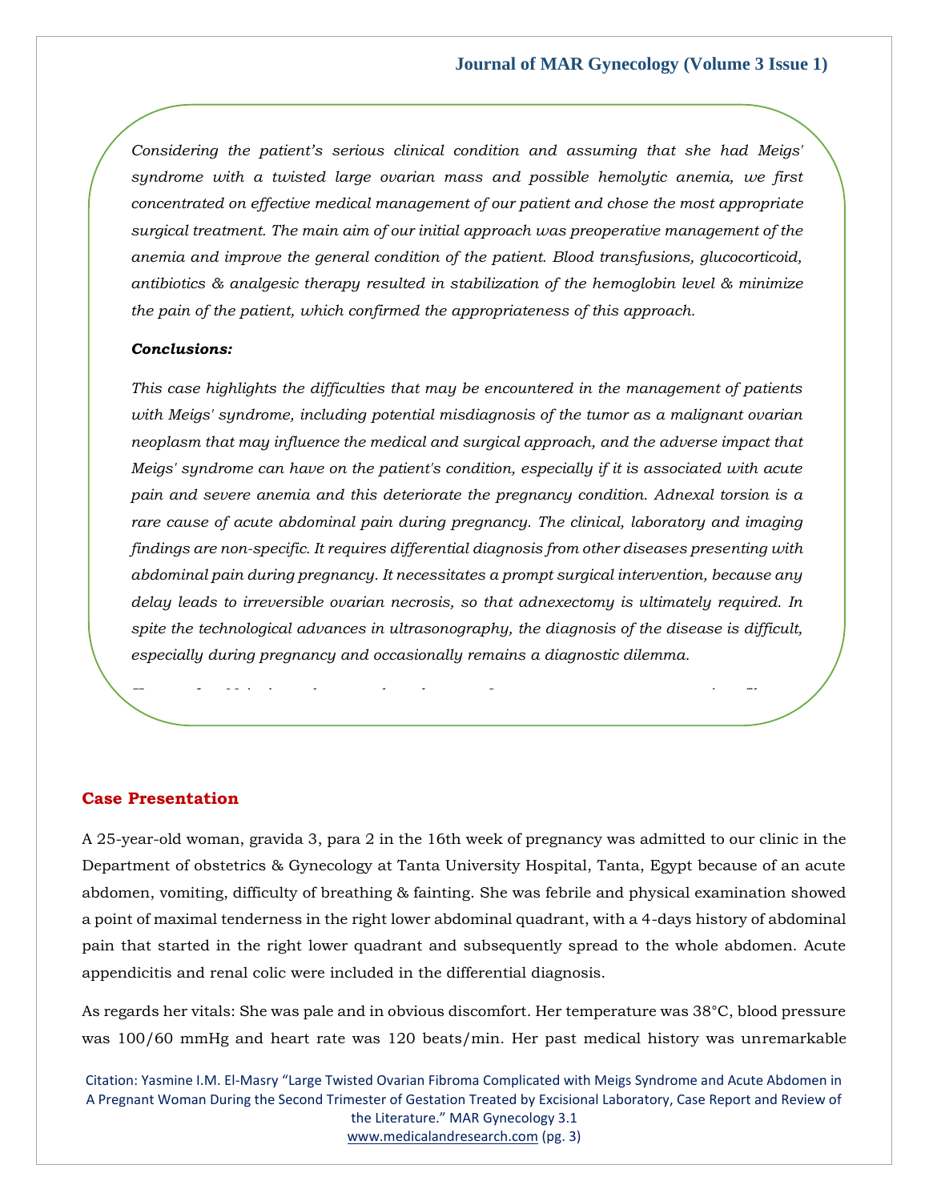*Considering the patient's serious clinical condition and assuming that she had Meigs' syndrome with a twisted large ovarian mass and possible hemolytic anemia, we first concentrated on effective medical management of our patient and chose the most appropriate surgical treatment. The main aim of our initial approach was preoperative management of the anemia and improve the general condition of the patient. Blood transfusions, glucocorticoid, antibiotics & analgesic therapy resulted in stabilization of the hemoglobin level & minimize the pain of the patient, which confirmed the appropriateness of this approach.*

***Conclusions:***

*This case highlights the difficulties that may be encountered in the management of patients with Meigs' syndrome, including potential misdiagnosis of the tumor as a malignant ovarian neoplasm that may influence the medical and surgical approach, and the adverse impact that Meigs' syndrome can have on the patient's condition, especially if it is associated with acute pain and severe anemia and this deteriorate the pregnancy condition. Adnexal torsion is a rare cause of acute abdominal pain during pregnancy. The clinical, laboratory and imaging findings are non-specific. It requires differential diagnosis from other diseases presenting with abdominal pain during pregnancy. It necessitates a prompt surgical intervention, because any delay leads to irreversible ovarian necrosis, so that adnexectomy is ultimately required. In spite the technological advances in ultrasonography, the diagnosis of the disease is difficult, especially during pregnancy and occasionally remains a diagnostic dilemma.*

## Case Presentation

A 25-year-old woman, gravida 3, para 2 in the 16th week of pregnancy was admitted to our clinic in the Department of obstetrics & Gynecology at Tanta University Hospital, Tanta, Egypt because of an acute abdomen, vomiting, difficulty of breathing & fainting. She was febrile and physical examination showed a point of maximal tenderness in the right lower abdominal quadrant, with a 4-days history of abdominal pain that started in the right lower quadrant and subsequently spread to the whole abdomen. Acute appendicitis and renal colic were included in the differential diagnosis.

As regards her vitals: She was pale and in obvious discomfort. Her temperature was 38°C, blood pressure was 100/60 mmHg and heart rate was 120 beats/min. Her past medical history was unremarkable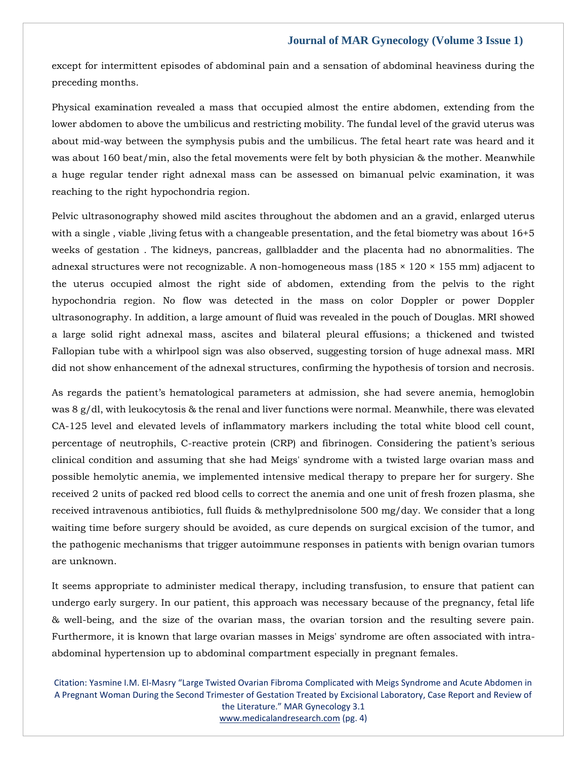except for intermittent episodes of abdominal pain and a sensation of abdominal heaviness during the preceding months.

Physical examination revealed a mass that occupied almost the entire abdomen, extending from the lower abdomen to above the umbilicus and restricting mobility. The fundal level of the gravid uterus was about mid-way between the symphysis pubis and the umbilicus. The fetal heart rate was heard and it was about 160 beat/min, also the fetal movements were felt by both physician & the mother. Meanwhile a huge regular tender right adnexal mass can be assessed on bimanual pelvic examination, it was reaching to the right hypochondria region.

Pelvic ultrasonography showed mild ascites throughout the abdomen and an a gravid, enlarged uterus with a single , viable ,living fetus with a changeable presentation, and the fetal biometry was about 16+5 weeks of gestation . The kidneys, pancreas, gallbladder and the placenta had no abnormalities. The adnexal structures were not recognizable. A non-homogeneous mass (185 × 120 × 155 mm) adjacent to the uterus occupied almost the right side of abdomen, extending from the pelvis to the right hypochondria region. No flow was detected in the mass on color Doppler or power Doppler ultrasonography. In addition, a large amount of fluid was revealed in the pouch of Douglas. MRI showed a large solid right adnexal mass, ascites and bilateral pleural effusions; a thickened and twisted Fallopian tube with a whirlpool sign was also observed, suggesting torsion of huge adnexal mass. MRI did not show enhancement of the adnexal structures, confirming the hypothesis of torsion and necrosis.

As regards the patient's hematological parameters at admission, she had severe anemia, hemoglobin was 8 g/dl, with leukocytosis & the renal and liver functions were normal. Meanwhile, there was elevated CA-125 level and elevated levels of inflammatory markers including the total white blood cell count, percentage of neutrophils, C-reactive protein (CRP) and fibrinogen. Considering the patient's serious clinical condition and assuming that she had Meigs' syndrome with a twisted large ovarian mass and possible hemolytic anemia, we implemented intensive medical therapy to prepare her for surgery. She received 2 units of packed red blood cells to correct the anemia and one unit of fresh frozen plasma, she received intravenous antibiotics, full fluids & methylprednisolone 500 mg/day. We consider that a long waiting time before surgery should be avoided, as cure depends on surgical excision of the tumor, and the pathogenic mechanisms that trigger autoimmune responses in patients with benign ovarian tumors are unknown.

It seems appropriate to administer medical therapy, including transfusion, to ensure that patient can undergo early surgery. In our patient, this approach was necessary because of the pregnancy, fetal life & well-being, and the size of the ovarian mass, the ovarian torsion and the resulting severe pain. Furthermore, it is known that large ovarian masses in Meigs' syndrome are often associated with intra-abdominal hypertension up to abdominal compartment especially in pregnant females.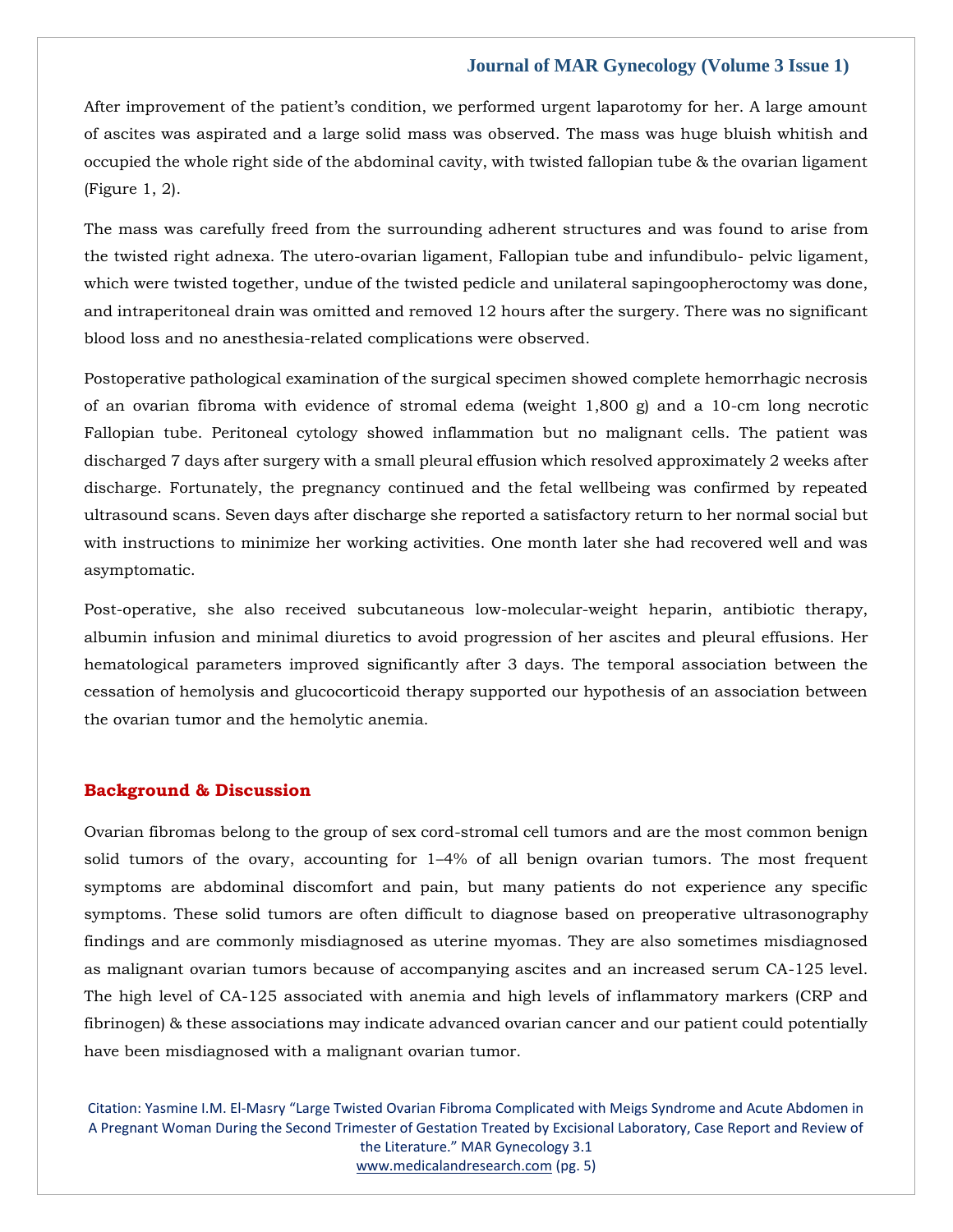After improvement of the patient's condition, we performed urgent laparotomy for her. A large amount of ascites was aspirated and a large solid mass was observed. The mass was huge bluish whitish and occupied the whole right side of the abdominal cavity, with twisted fallopian tube & the ovarian ligament (Figure 1, 2).

The mass was carefully freed from the surrounding adherent structures and was found to arise from the twisted right adnexa. The utero-ovarian ligament, Fallopian tube and infundibulo- pelvic ligament, which were twisted together, undue of the twisted pedicle and unilateral sapingoopherectomy was done, and intraperitoneal drain was omitted and removed 12 hours after the surgery. There was no significant blood loss and no anesthesia-related complications were observed.

Postoperative pathological examination of the surgical specimen showed complete hemorrhagic necrosis of an ovarian fibroma with evidence of stromal edema (weight 1,800 g) and a 10-cm long necrotic Fallopian tube. Peritoneal cytology showed inflammation but no malignant cells. The patient was discharged 7 days after surgery with a small pleural effusion which resolved approximately 2 weeks after discharge. Fortunately, the pregnancy continued and the fetal wellbeing was confirmed by repeated ultrasound scans. Seven days after discharge she reported a satisfactory return to her normal social but with instructions to minimize her working activities. One month later she had recovered well and was asymptomatic.

Post-operative, she also received subcutaneous low-molecular-weight heparin, antibiotic therapy, albumin infusion and minimal diuretics to avoid progression of her ascites and pleural effusions. Her hematological parameters improved significantly after 3 days. The temporal association between the cessation of hemolysis and glucocorticoid therapy supported our hypothesis of an association between the ovarian tumor and the hemolytic anemia.

## Background & Discussion

Ovarian fibromas belong to the group of sex cord-stromal cell tumors and are the most common benign solid tumors of the ovary, accounting for 1–4% of all benign ovarian tumors. The most frequent symptoms are abdominal discomfort and pain, but many patients do not experience any specific symptoms. These solid tumors are often difficult to diagnose based on preoperative ultrasonography findings and are commonly misdiagnosed as uterine myomas. They are also sometimes misdiagnosed as malignant ovarian tumors because of accompanying ascites and an increased serum CA-125 level. The high level of CA-125 associated with anemia and high levels of inflammatory markers (CRP and fibrinogen) & these associations may indicate advanced ovarian cancer and our patient could potentially have been misdiagnosed with a malignant ovarian tumor.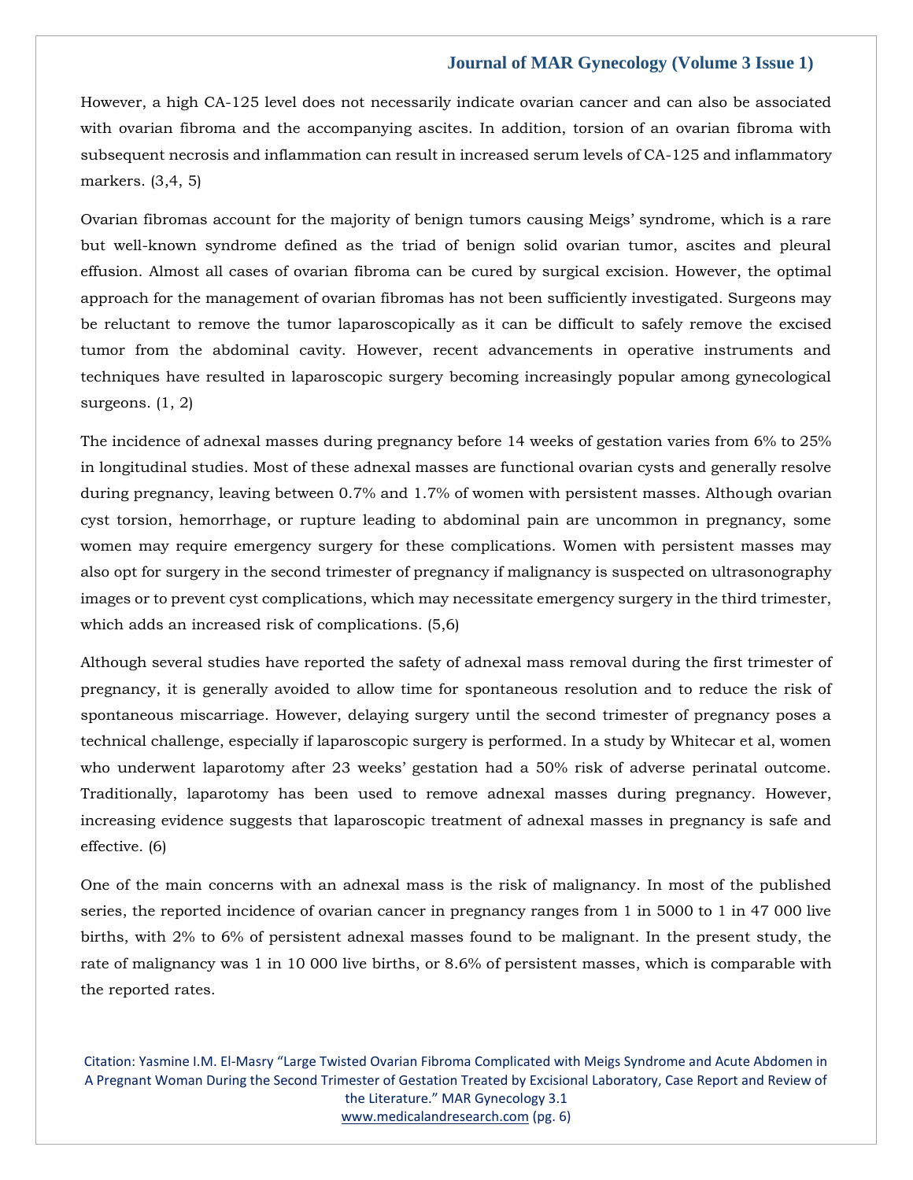However, a high CA-125 level does not necessarily indicate ovarian cancer and can also be associated with ovarian fibroma and the accompanying ascites. In addition, torsion of an ovarian fibroma with subsequent necrosis and inflammation can result in increased serum levels of CA-125 and inflammatory markers. (3,4, 5)

Ovarian fibromas account for the majority of benign tumors causing Meigs' syndrome, which is a rare but well-known syndrome defined as the triad of benign solid ovarian tumor, ascites and pleural effusion. Almost all cases of ovarian fibroma can be cured by surgical excision. However, the optimal approach for the management of ovarian fibromas has not been sufficiently investigated. Surgeons may be reluctant to remove the tumor laparoscopically as it can be difficult to safely remove the excised tumor from the abdominal cavity. However, recent advancements in operative instruments and techniques have resulted in laparoscopic surgery becoming increasingly popular among gynecological surgeons. (1, 2)

The incidence of adnexal masses during pregnancy before 14 weeks of gestation varies from 6% to 25% in longitudinal studies. Most of these adnexal masses are functional ovarian cysts and generally resolve during pregnancy, leaving between 0.7% and 1.7% of women with persistent masses. Although ovarian cyst torsion, hemorrhage, or rupture leading to abdominal pain are uncommon in pregnancy, some women may require emergency surgery for these complications. Women with persistent masses may also opt for surgery in the second trimester of pregnancy if malignancy is suspected on ultrasonography images or to prevent cyst complications, which may necessitate emergency surgery in the third trimester, which adds an increased risk of complications. (5,6)

Although several studies have reported the safety of adnexal mass removal during the first trimester of pregnancy, it is generally avoided to allow time for spontaneous resolution and to reduce the risk of spontaneous miscarriage. However, delaying surgery until the second trimester of pregnancy poses a technical challenge, especially if laparoscopic surgery is performed. In a study by Whitecar et al, women who underwent laparotomy after 23 weeks' gestation had a 50% risk of adverse perinatal outcome. Traditionally, laparotomy has been used to remove adnexal masses during pregnancy. However, increasing evidence suggests that laparoscopic treatment of adnexal masses in pregnancy is safe and effective. (6)

One of the main concerns with an adnexal mass is the risk of malignancy. In most of the published series, the reported incidence of ovarian cancer in pregnancy ranges from 1 in 5000 to 1 in 47 000 live births, with 2% to 6% of persistent adnexal masses found to be malignant. In the present study, the rate of malignancy was 1 in 10 000 live births, or 8.6% of persistent masses, which is comparable with the reported rates.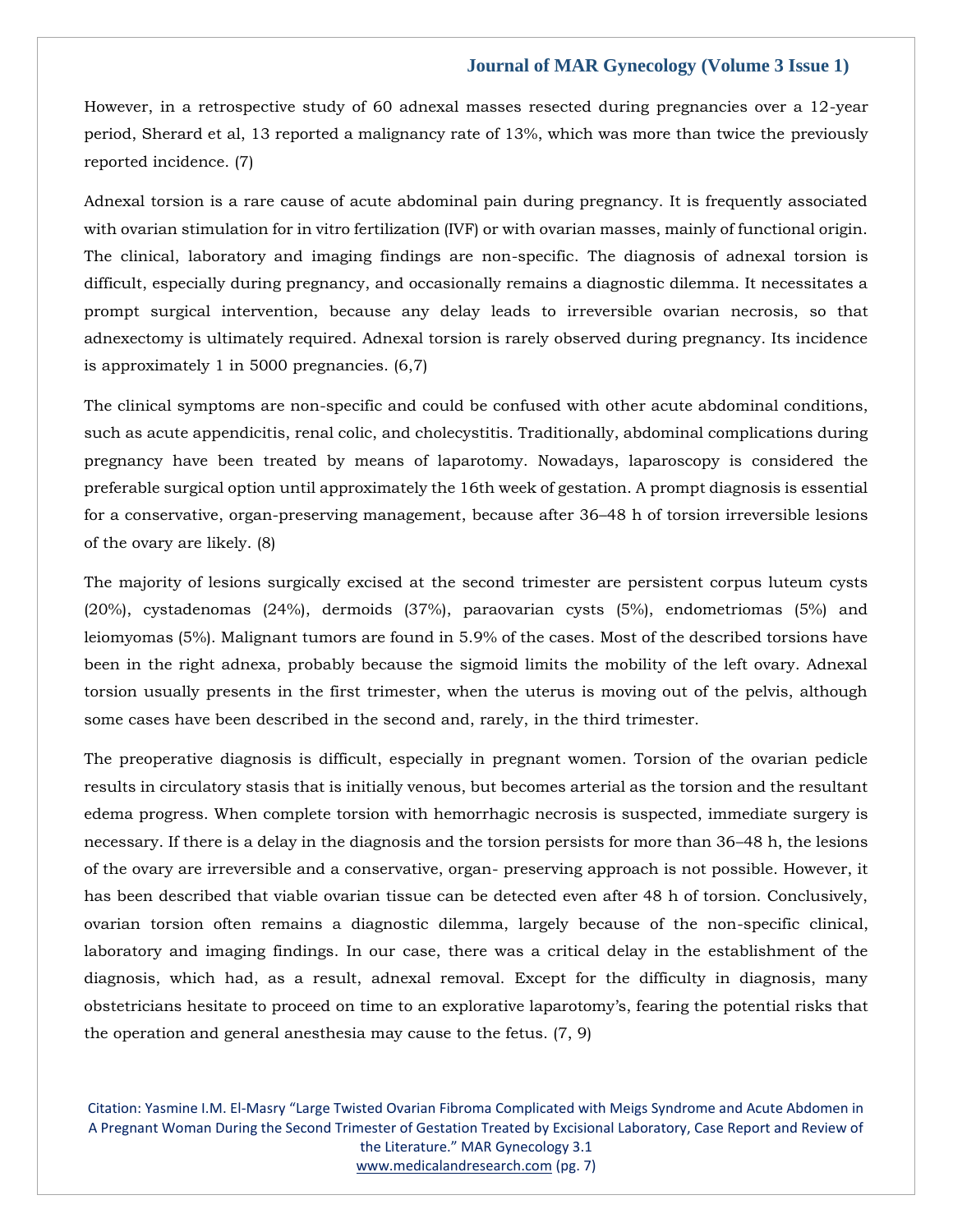However, in a retrospective study of 60 adnexal masses resected during pregnancies over a 12-year period, Sherard et al, 13 reported a malignancy rate of 13%, which was more than twice the previously reported incidence. (7)

Adnexal torsion is a rare cause of acute abdominal pain during pregnancy. It is frequently associated with ovarian stimulation for in vitro fertilization (IVF) or with ovarian masses, mainly of functional origin. The clinical, laboratory and imaging findings are non-specific. The diagnosis of adnexal torsion is difficult, especially during pregnancy, and occasionally remains a diagnostic dilemma. It necessitates a prompt surgical intervention, because any delay leads to irreversible ovarian necrosis, so that adnexectomy is ultimately required. Adnexal torsion is rarely observed during pregnancy. Its incidence is approximately 1 in 5000 pregnancies. (6,7)

The clinical symptoms are non-specific and could be confused with other acute abdominal conditions, such as acute appendicitis, renal colic, and cholecystitis. Traditionally, abdominal complications during pregnancy have been treated by means of laparotomy. Nowadays, laparoscopy is considered the preferable surgical option until approximately the 16th week of gestation. A prompt diagnosis is essential for a conservative, organ-preserving management, because after 36–48 h of torsion irreversible lesions of the ovary are likely. (8)

The majority of lesions surgically excised at the second trimester are persistent corpus luteum cysts (20%), cystadenomas (24%), dermoids (37%), paraovarian cysts (5%), endometriomas (5%) and leiomyomas (5%). Malignant tumors are found in 5.9% of the cases. Most of the described torsions have been in the right adnexa, probably because the sigmoid limits the mobility of the left ovary. Adnexal torsion usually presents in the first trimester, when the uterus is moving out of the pelvis, although some cases have been described in the second and, rarely, in the third trimester.

The preoperative diagnosis is difficult, especially in pregnant women. Torsion of the ovarian pedicle results in circulatory stasis that is initially venous, but becomes arterial as the torsion and the resultant edema progress. When complete torsion with hemorrhagic necrosis is suspected, immediate surgery is necessary. If there is a delay in the diagnosis and the torsion persists for more than 36–48 h, the lesions of the ovary are irreversible and a conservative, organ- preserving approach is not possible. However, it has been described that viable ovarian tissue can be detected even after 48 h of torsion. Conclusively, ovarian torsion often remains a diagnostic dilemma, largely because of the non-specific clinical, laboratory and imaging findings. In our case, there was a critical delay in the establishment of the diagnosis, which had, as a result, adnexal removal. Except for the difficulty in diagnosis, many obstetricians hesitate to proceed on time to an explorative laparotomy's, fearing the potential risks that the operation and general anesthesia may cause to the fetus. (7, 9)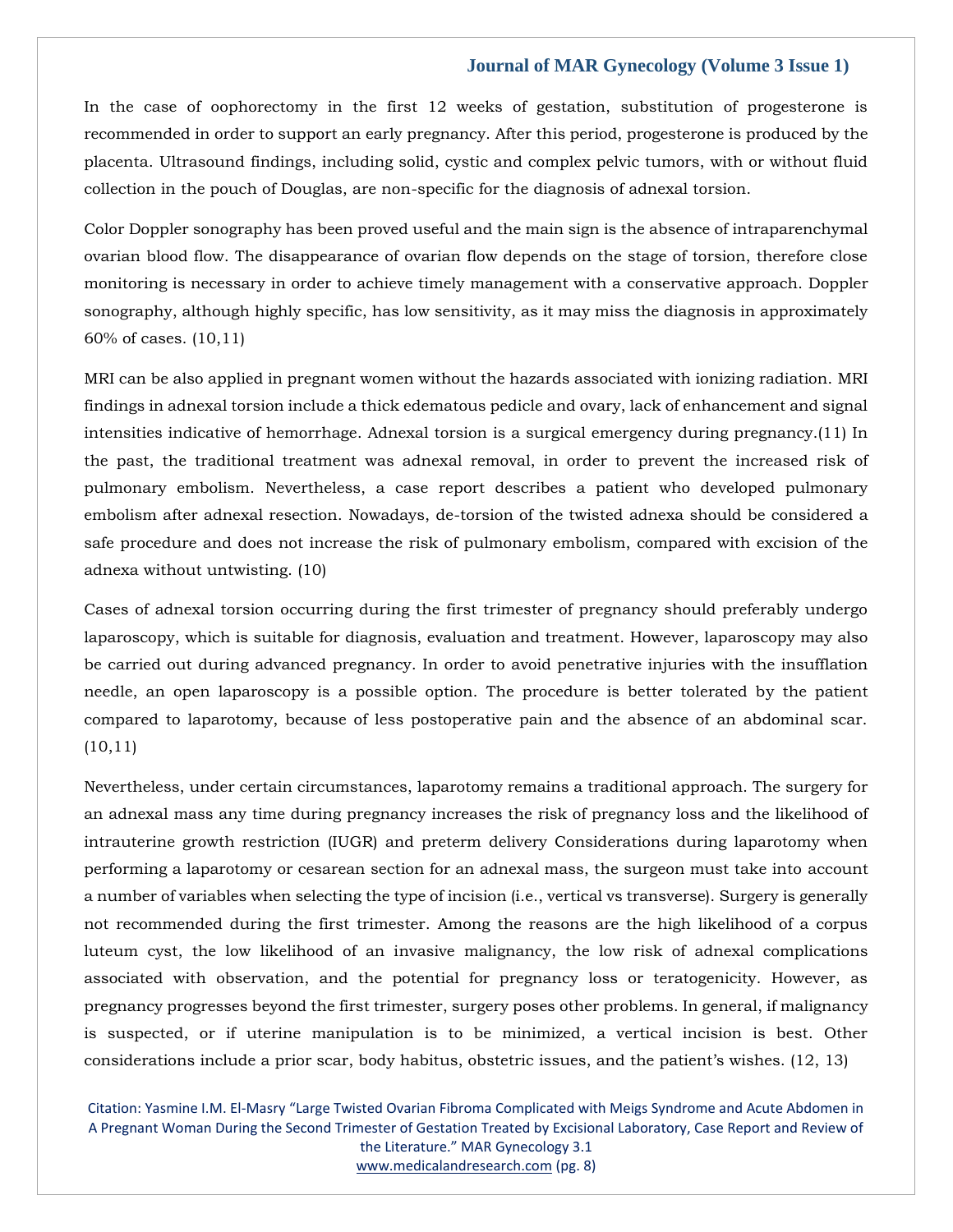In the case of oophorectomy in the first 12 weeks of gestation, substitution of progesterone is recommended in order to support an early pregnancy. After this period, progesterone is produced by the placenta. Ultrasound findings, including solid, cystic and complex pelvic tumors, with or without fluid collection in the pouch of Douglas, are non-specific for the diagnosis of adnexal torsion.

Color Doppler sonography has been proved useful and the main sign is the absence of intraparenchymal ovarian blood flow. The disappearance of ovarian flow depends on the stage of torsion, therefore close monitoring is necessary in order to achieve timely management with a conservative approach. Doppler sonography, although highly specific, has low sensitivity, as it may miss the diagnosis in approximately 60% of cases. (10,11)

MRI can be also applied in pregnant women without the hazards associated with ionizing radiation. MRI findings in adnexal torsion include a thick edematous pedicle and ovary, lack of enhancement and signal intensities indicative of hemorrhage. Adnexal torsion is a surgical emergency during pregnancy.(11) In the past, the traditional treatment was adnexal removal, in order to prevent the increased risk of pulmonary embolism. Nevertheless, a case report describes a patient who developed pulmonary embolism after adnexal resection. Nowadays, de-torsion of the twisted adnexa should be considered a safe procedure and does not increase the risk of pulmonary embolism, compared with excision of the adnexa without untwisting. (10)

Cases of adnexal torsion occurring during the first trimester of pregnancy should preferably undergo laparoscopy, which is suitable for diagnosis, evaluation and treatment. However, laparoscopy may also be carried out during advanced pregnancy. In order to avoid penetrative injuries with the insufflation needle, an open laparoscopy is a possible option. The procedure is better tolerated by the patient compared to laparotomy, because of less postoperative pain and the absence of an abdominal scar. (10,11)

Nevertheless, under certain circumstances, laparotomy remains a traditional approach. The surgery for an adnexal mass any time during pregnancy increases the risk of pregnancy loss and the likelihood of intrauterine growth restriction (IUGR) and preterm delivery Considerations during laparotomy when performing a laparotomy or cesarean section for an adnexal mass, the surgeon must take into account a number of variables when selecting the type of incision (i.e., vertical vs transverse). Surgery is generally not recommended during the first trimester. Among the reasons are the high likelihood of a corpus luteum cyst, the low likelihood of an invasive malignancy, the low risk of adnexal complications associated with observation, and the potential for pregnancy loss or teratogenicity. However, as pregnancy progresses beyond the first trimester, surgery poses other problems. In general, if malignancy is suspected, or if uterine manipulation is to be minimized, a vertical incision is best. Other considerations include a prior scar, body habitus, obstetric issues, and the patient's wishes. (12, 13)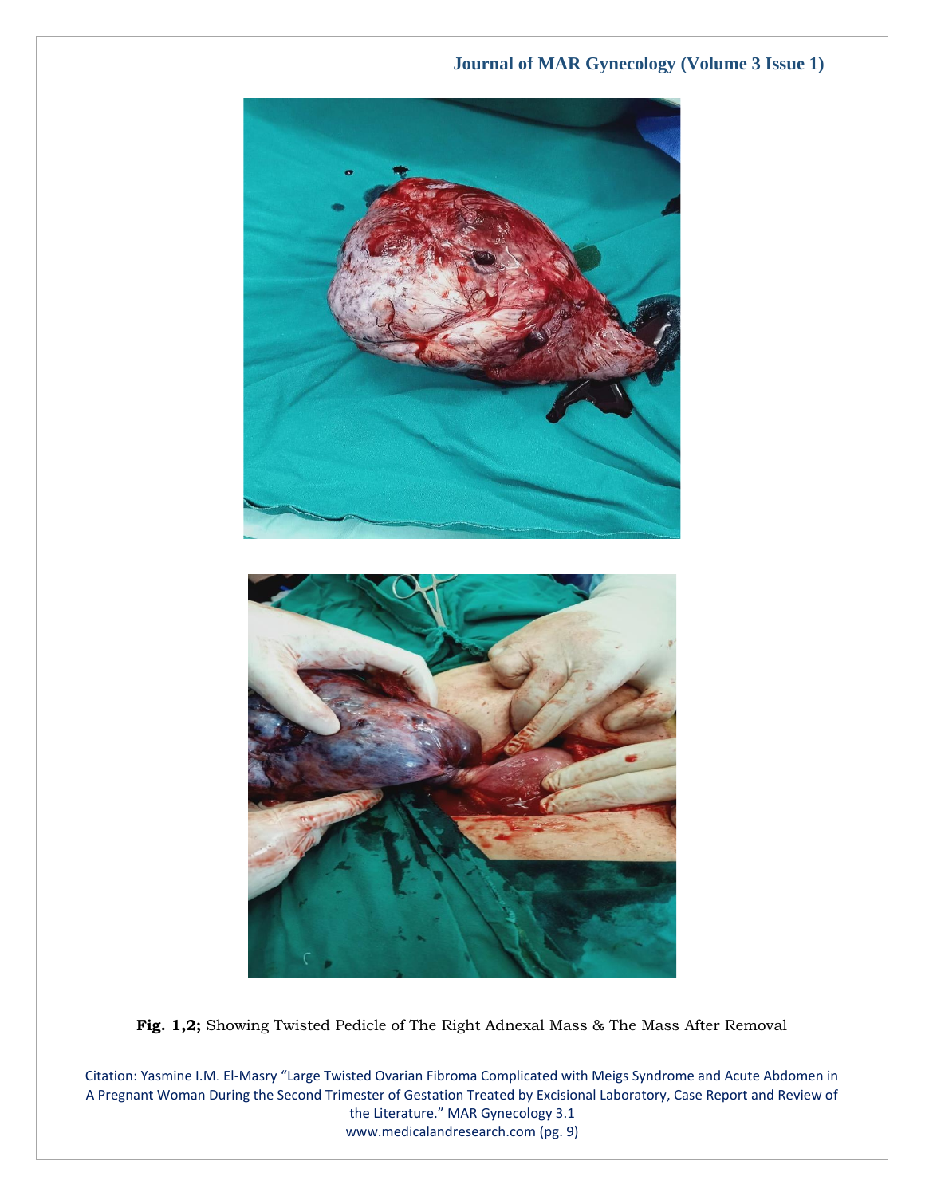**Fig. 1,2;** Showing Twisted Pedicle of The Right Adnexal Mass & The Mass After Removal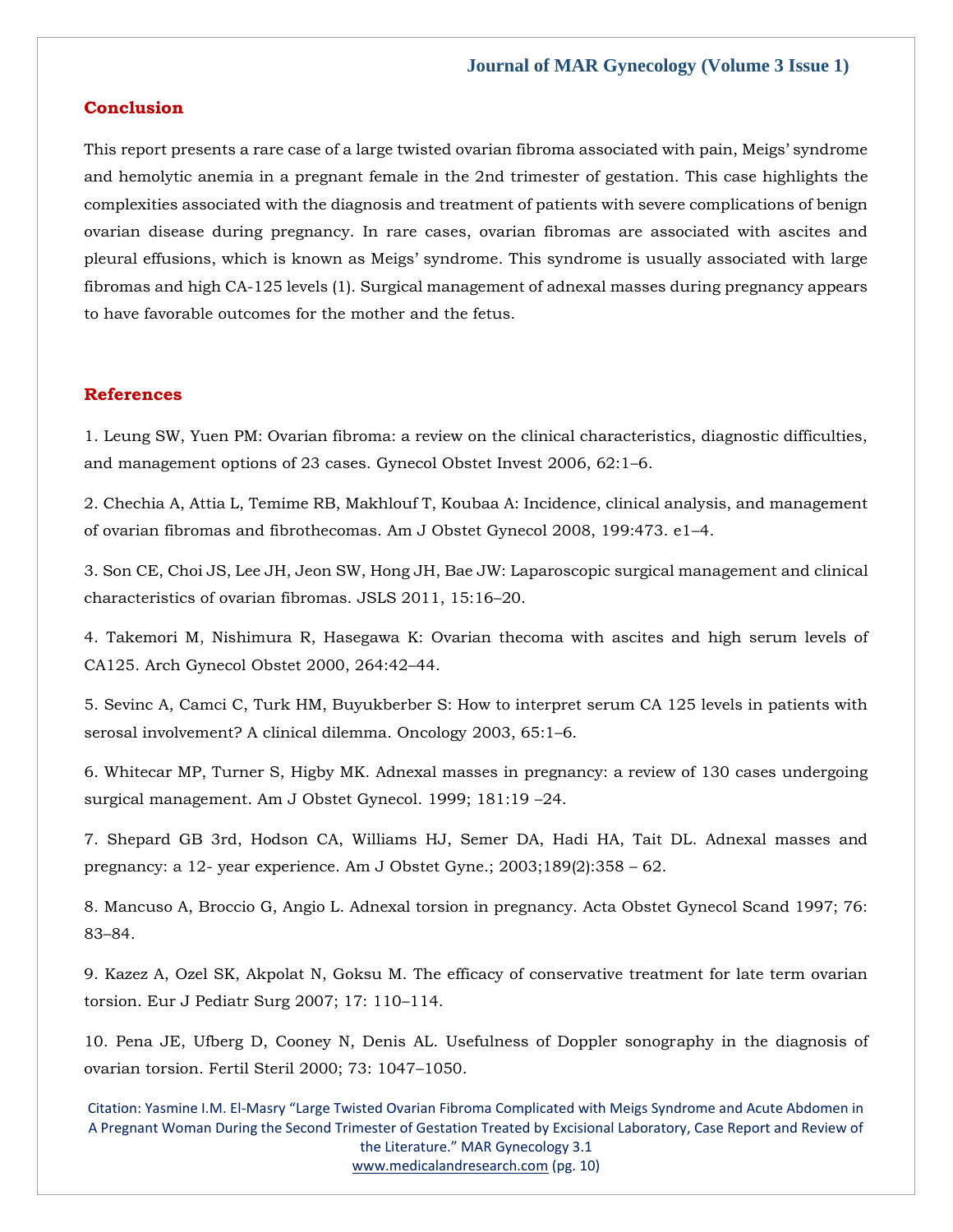## Conclusion

This report presents a rare case of a large twisted ovarian fibroma associated with pain, Meigs' syndrome and hemolytic anemia in a pregnant female in the 2nd trimester of gestation. This case highlights the complexities associated with the diagnosis and treatment of patients with severe complications of benign ovarian disease during pregnancy. In rare cases, ovarian fibromas are associated with ascites and pleural effusions, which is known as Meigs' syndrome. This syndrome is usually associated with large fibromas and high CA-125 levels (1). Surgical management of adnexal masses during pregnancy appears to have favorable outcomes for the mother and the fetus.

## References

1. Leung SW, Yuen PM: Ovarian fibroma: a review on the clinical characteristics, diagnostic difficulties, and management options of 23 cases. Gynecol Obstet Invest 2006, 62:1–6.

2. Chechia A, Attia L, Temime RB, Makhlouf T, Koubaa A: Incidence, clinical analysis, and management of ovarian fibromas and fibrothecomas. Am J Obstet Gynecol 2008, 199:473. e1–4.

3. Son CE, Choi JS, Lee JH, Jeon SW, Hong JH, Bae JW: Laparoscopic surgical management and clinical characteristics of ovarian fibromas. JSLS 2011, 15:16–20.

4. Takemori M, Nishimura R, Hasegawa K: Ovarian thecoma with ascites and high serum levels of CA125. Arch Gynecol Obstet 2000, 264:42–44.

5. Sevinc A, Camci C, Turk HM, Buyukberber S: How to interpret serum CA 125 levels in patients with serosal involvement? A clinical dilemma. Oncology 2003, 65:1–6.

6. Whitecar MP, Turner S, Higby MK. Adnexal masses in pregnancy: a review of 130 cases undergoing surgical management. Am J Obstet Gynecol. 1999; 181:19 –24.

7. Shepard GB 3rd, Hodson CA, Williams HJ, Semer DA, Hadi HA, Tait DL. Adnexal masses and pregnancy: a 12- year experience. Am J Obstet Gyne.; 2003;189(2):358 – 62.

8. Mancuso A, Broccio G, Angio L. Adnexal torsion in pregnancy. Acta Obstet Gynecol Scand 1997; 76: 83–84.

9. Kazez A, Ozel SK, Akpolat N, Goksu M. The efficacy of conservative treatment for late term ovarian torsion. Eur J Pediatr Surg 2007; 17: 110–114.

10. Pena JE, Ufberg D, Cooney N, Denis AL. Usefulness of Doppler sonography in the diagnosis of ovarian torsion. Fertil Steril 2000; 73: 1047–1050.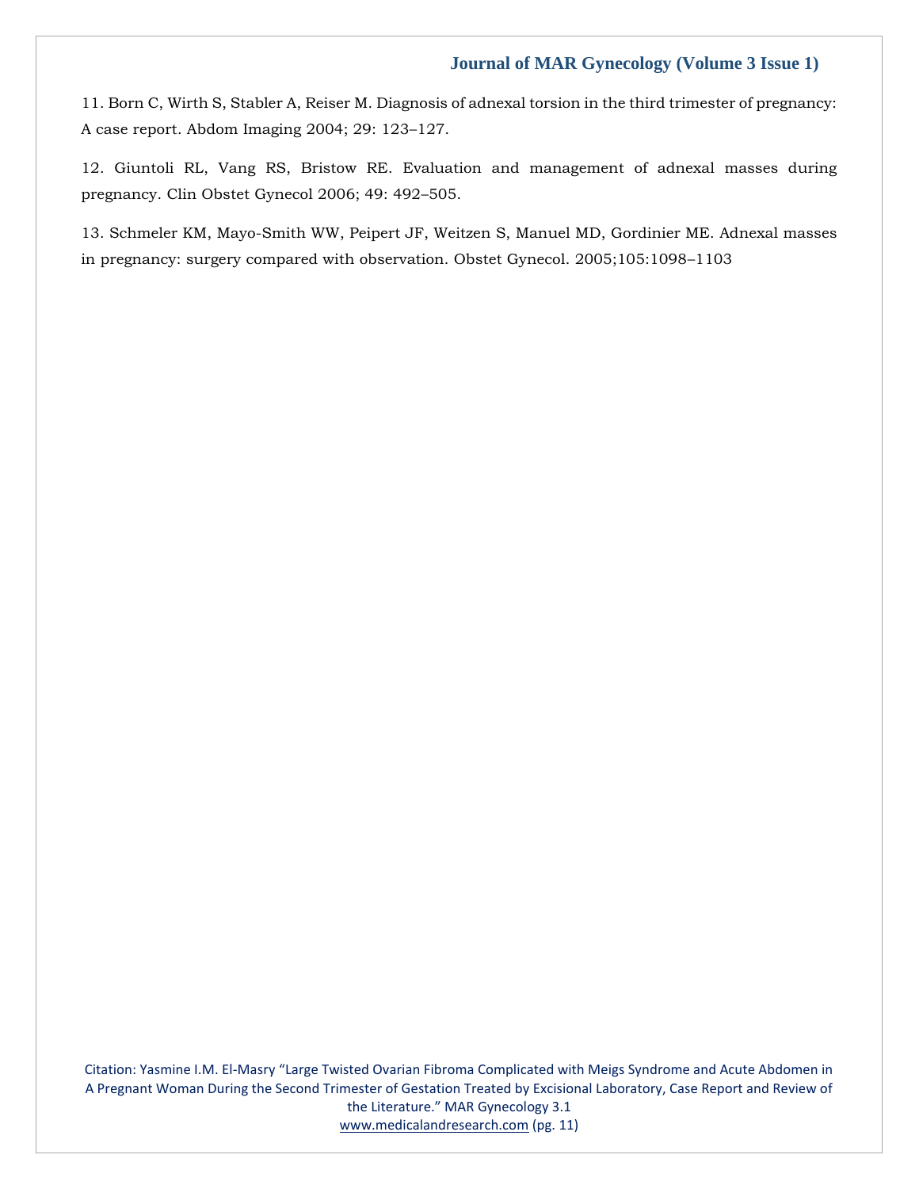11. Born C, Wirth S, Stabler A, Reiser M. Diagnosis of adnexal torsion in the third trimester of pregnancy: A case report. Abdom Imaging 2004; 29: 123–127.

12. Giuntoli RL, Vang RS, Bristow RE. Evaluation and management of adnexal masses during pregnancy. Clin Obstet Gynecol 2006; 49: 492–505.

13. Schmeler KM, Mayo-Smith WW, Peipert JF, Weitzen S, Manuel MD, Gordinier ME. Adnexal masses in pregnancy: surgery compared with observation. Obstet Gynecol. 2005;105:1098–1103